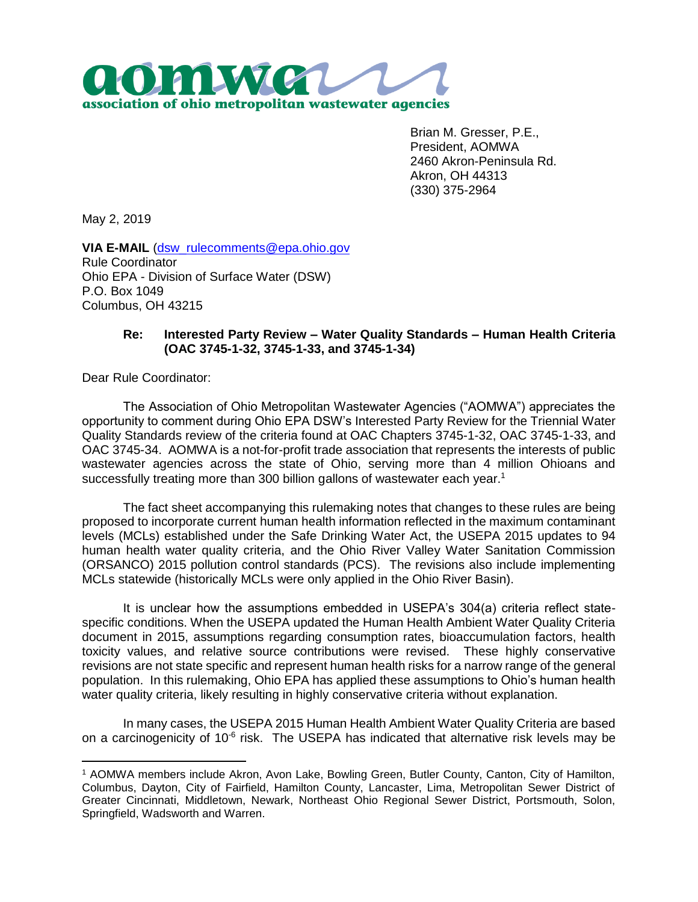**aomwa**

**association of ohio metropolitan wastewater agencies**

Brian M. Gresser, P.E.,
President, AOMWA
2460 Akron-Peninsula Rd.
Akron, OH 44313
(330) 375-2964

May 2, 2019

**VIA E-MAIL** (dsw_rulecomments@epa.ohio.gov)
Rule Coordinator
Ohio EPA - Division of Surface Water (DSW)
P.O. Box 1049
Columbus, OH 43215

**Re: Interested Party Review – Water Quality Standards – Human Health Criteria (OAC 3745-1-32, 3745-1-33, and 3745-1-34)**

Dear Rule Coordinator:

The Association of Ohio Metropolitan Wastewater Agencies ("AOMWA") appreciates the opportunity to comment during Ohio EPA DSW's Interested Party Review for the Triennial Water Quality Standards review of the criteria found at OAC Chapters 3745-1-32, OAC 3745-1-33, and OAC 3745-34. AOMWA is a not-for-profit trade association that represents the interests of public wastewater agencies across the state of Ohio, serving more than 4 million Ohioans and successfully treating more than 300 billion gallons of wastewater each year.[1]

The fact sheet accompanying this rulemaking notes that changes to these rules are being proposed to incorporate current human health information reflected in the maximum contaminant levels (MCLs) established under the Safe Drinking Water Act, the USEPA 2015 updates to 94 human health water quality criteria, and the Ohio River Valley Water Sanitation Commission (ORSANCO) 2015 pollution control standards (PCS). The revisions also include implementing MCLs statewide (historically MCLs were only applied in the Ohio River Basin).

It is unclear how the assumptions embedded in USEPA's 304(a) criteria reflect state-specific conditions. When the USEPA updated the Human Health Ambient Water Quality Criteria document in 2015, assumptions regarding consumption rates, bioaccumulation factors, health toxicity values, and relative source contributions were revised. These highly conservative revisions are not state specific and represent human health risks for a narrow range of the general population. In this rulemaking, Ohio EPA has applied these assumptions to Ohio's human health water quality criteria, likely resulting in highly conservative criteria without explanation.

In many cases, the USEPA 2015 Human Health Ambient Water Quality Criteria are based on a carcinogenicity of $10^{-6}$ risk. The USEPA has indicated that alternative risk levels may be

---

[1] AOMWA members include Akron, Avon Lake, Bowling Green, Butler County, Canton, City of Hamilton, Columbus, Dayton, City of Fairfield, Hamilton County, Lancaster, Lima, Metropolitan Sewer District of Greater Cincinnati, Middletown, Newark, Northeast Ohio Regional Sewer District, Portsmouth, Solon, Springfield, Wadsworth and Warren.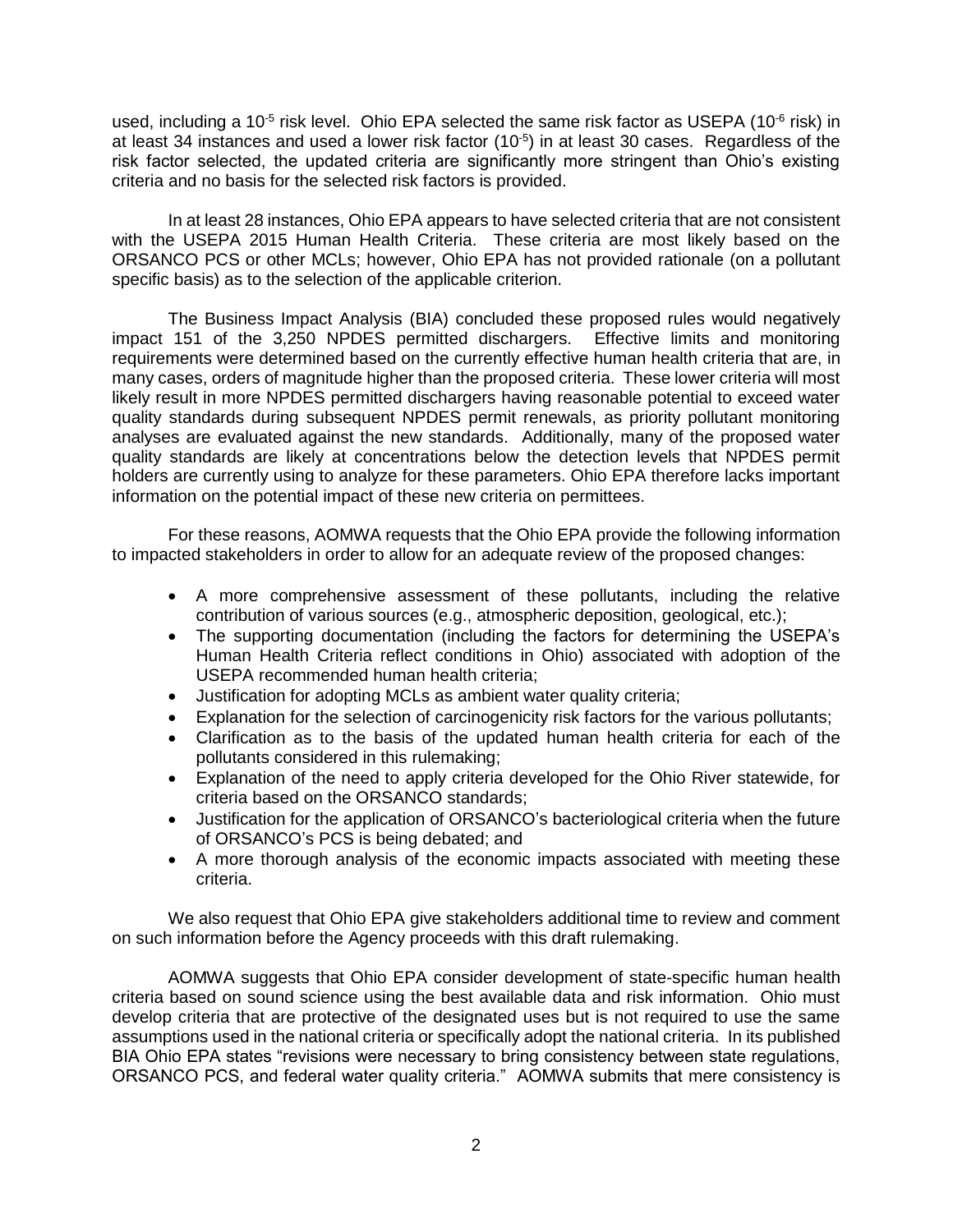used, including a $10^{-5}$ risk level. Ohio EPA selected the same risk factor as USEPA ($10^{-6}$ risk) in at least 34 instances and used a lower risk factor ($10^{-5}$) in at least 30 cases. Regardless of the risk factor selected, the updated criteria are significantly more stringent than Ohio's existing criteria and no basis for the selected risk factors is provided.

In at least 28 instances, Ohio EPA appears to have selected criteria that are not consistent with the USEPA 2015 Human Health Criteria. These criteria are most likely based on the ORSANCO PCS or other MCLs; however, Ohio EPA has not provided rationale (on a pollutant specific basis) as to the selection of the applicable criterion.

The Business Impact Analysis (BIA) concluded these proposed rules would negatively impact 151 of the 3,250 NPDES permitted dischargers. Effective limits and monitoring requirements were determined based on the currently effective human health criteria that are, in many cases, orders of magnitude higher than the proposed criteria. These lower criteria will most likely result in more NPDES permitted dischargers having reasonable potential to exceed water quality standards during subsequent NPDES permit renewals, as priority pollutant monitoring analyses are evaluated against the new standards. Additionally, many of the proposed water quality standards are likely at concentrations below the detection levels that NPDES permit holders are currently using to analyze for these parameters. Ohio EPA therefore lacks important information on the potential impact of these new criteria on permittees.

For these reasons, AOMWA requests that the Ohio EPA provide the following information to impacted stakeholders in order to allow for an adequate review of the proposed changes:

- A more comprehensive assessment of these pollutants, including the relative contribution of various sources (e.g., atmospheric deposition, geological, etc.);
- The supporting documentation (including the factors for determining the USEPA's Human Health Criteria reflect conditions in Ohio) associated with adoption of the USEPA recommended human health criteria;
- Justification for adopting MCLs as ambient water quality criteria;
- Explanation for the selection of carcinogenicity risk factors for the various pollutants;
- Clarification as to the basis of the updated human health criteria for each of the pollutants considered in this rulemaking;
- Explanation of the need to apply criteria developed for the Ohio River statewide, for criteria based on the ORSANCO standards;
- Justification for the application of ORSANCO's bacteriological criteria when the future of ORSANCO's PCS is being debated; and
- A more thorough analysis of the economic impacts associated with meeting these criteria.

We also request that Ohio EPA give stakeholders additional time to review and comment on such information before the Agency proceeds with this draft rulemaking.

AOMWA suggests that Ohio EPA consider development of state-specific human health criteria based on sound science using the best available data and risk information. Ohio must develop criteria that are protective of the designated uses but is not required to use the same assumptions used in the national criteria or specifically adopt the national criteria. In its published BIA Ohio EPA states "revisions were necessary to bring consistency between state regulations, ORSANCO PCS, and federal water quality criteria." AOMWA submits that mere consistency is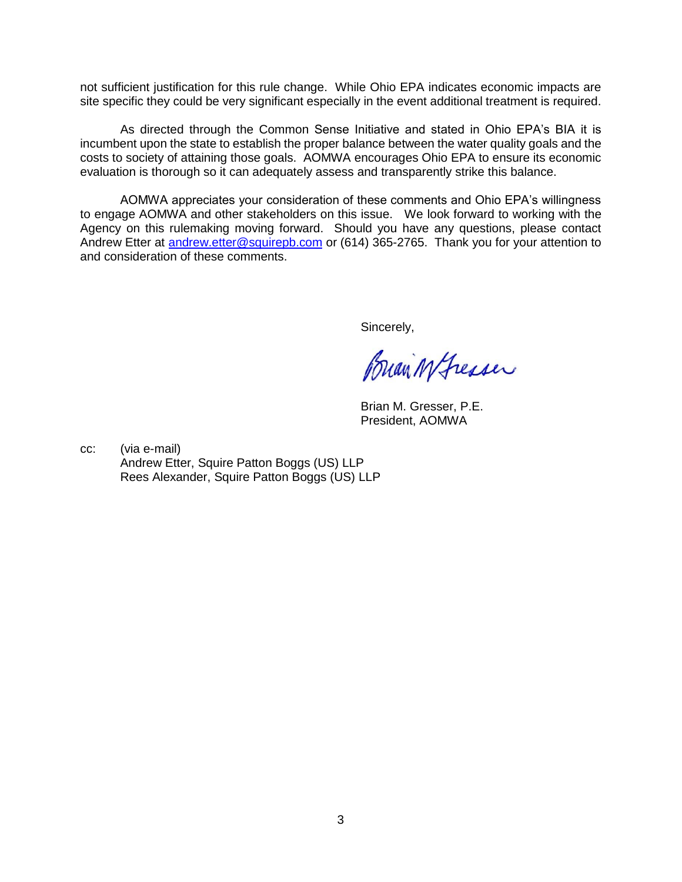not sufficient justification for this rule change. While Ohio EPA indicates economic impacts are site specific they could be very significant especially in the event additional treatment is required.

As directed through the Common Sense Initiative and stated in Ohio EPA's BIA it is incumbent upon the state to establish the proper balance between the water quality goals and the costs to society of attaining those goals. AOMWA encourages Ohio EPA to ensure its economic evaluation is thorough so it can adequately assess and transparently strike this balance.

AOMWA appreciates your consideration of these comments and Ohio EPA's willingness to engage AOMWA and other stakeholders on this issue. We look forward to working with the Agency on this rulemaking moving forward. Should you have any questions, please contact Andrew Etter at andrew.etter@squirepb.com or (614) 365-2765. Thank you for your attention to and consideration of these comments.

Sincerely,

Brian M. Gresser, P.E.
President, AOMWA

cc: (via e-mail)
Andrew Etter, Squire Patton Boggs (US) LLP
Rees Alexander, Squire Patton Boggs (US) LLP